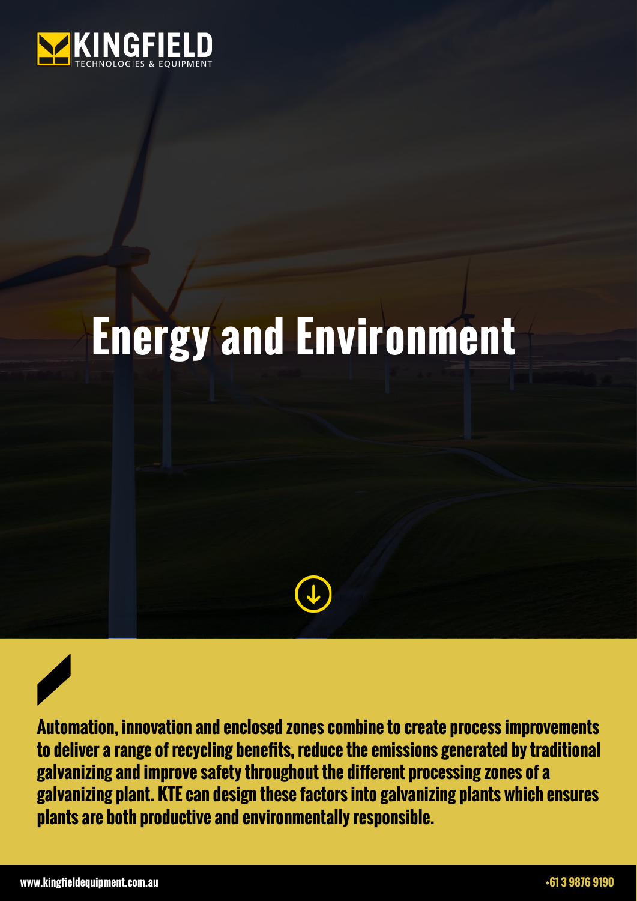KINGFIELD
TECHNOLOGIES & EQUIPMENT

# Energy and Environment

**Automation, innovation and enclosed zones combine to create process improvements to deliver a range of recycling benefits, reduce the emissions generated by traditional galvanizing and improve safety throughout the different processing zones of a galvanizing plant. KTE can design these factors into galvanizing plants which ensures plants are both productive and environmentally responsible.**

www.kingfieldequipment.com.au

+61 3 9876 9190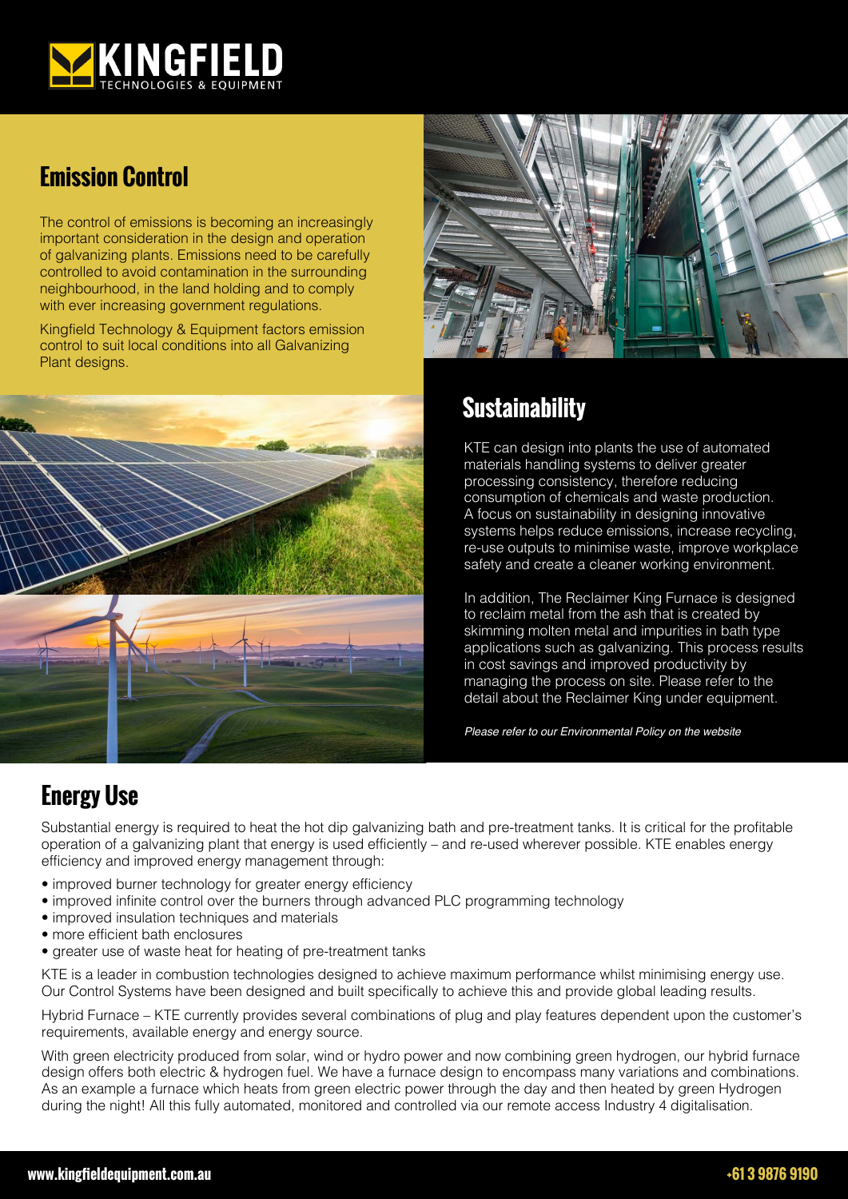# KINGFIELD
TECHNOLOGIES & EQUIPMENT

## Emission Control

The control of emissions is becoming an increasingly important consideration in the design and operation of galvanizing plants. Emissions need to be carefully controlled to avoid contamination in the surrounding neighbourhood, in the land holding and to comply with ever increasing government regulations.

Kingfield Technology & Equipment factors emission control to suit local conditions into all Galvanizing Plant designs.

## Sustainability

KTE can design into plants the use of automated materials handling systems to deliver greater processing consistency, therefore reducing consumption of chemicals and waste production. A focus on sustainability in designing innovative systems helps reduce emissions, increase recycling, re-use outputs to minimise waste, improve workplace safety and create a cleaner working environment.

In addition, The Reclaimer King Furnace is designed to reclaim metal from the ash that is created by skimming molten metal and impurities in bath type applications such as galvanizing. This process results in cost savings and improved productivity by managing the process on site. Please refer to the detail about the Reclaimer King under equipment.

*Please refer to our Environmental Policy on the website*

## Energy Use

Substantial energy is required to heat the hot dip galvanizing bath and pre-treatment tanks. It is critical for the profitable operation of a galvanizing plant that energy is used efficiently – and re-used wherever possible. KTE enables energy efficiency and improved energy management through:

- improved burner technology for greater energy efficiency
- improved infinite control over the burners through advanced PLC programming technology
- improved insulation techniques and materials
- more efficient bath enclosures
- greater use of waste heat for heating of pre-treatment tanks

KTE is a leader in combustion technologies designed to achieve maximum performance whilst minimising energy use. Our Control Systems have been designed and built specifically to achieve this and provide global leading results.

Hybrid Furnace – KTE currently provides several combinations of plug and play features dependent upon the customer's requirements, available energy and energy source.

With green electricity produced from solar, wind or hydro power and now combining green hydrogen, our hybrid furnace design offers both electric & hydrogen fuel. We have a furnace design to encompass many variations and combinations. As an example a furnace which heats from green electric power through the day and then heated by green Hydrogen during the night! All this fully automated, monitored and controlled via our remote access Industry 4 digitalisation.

www.kingfieldequipment.com.au +61 3 9876 9190